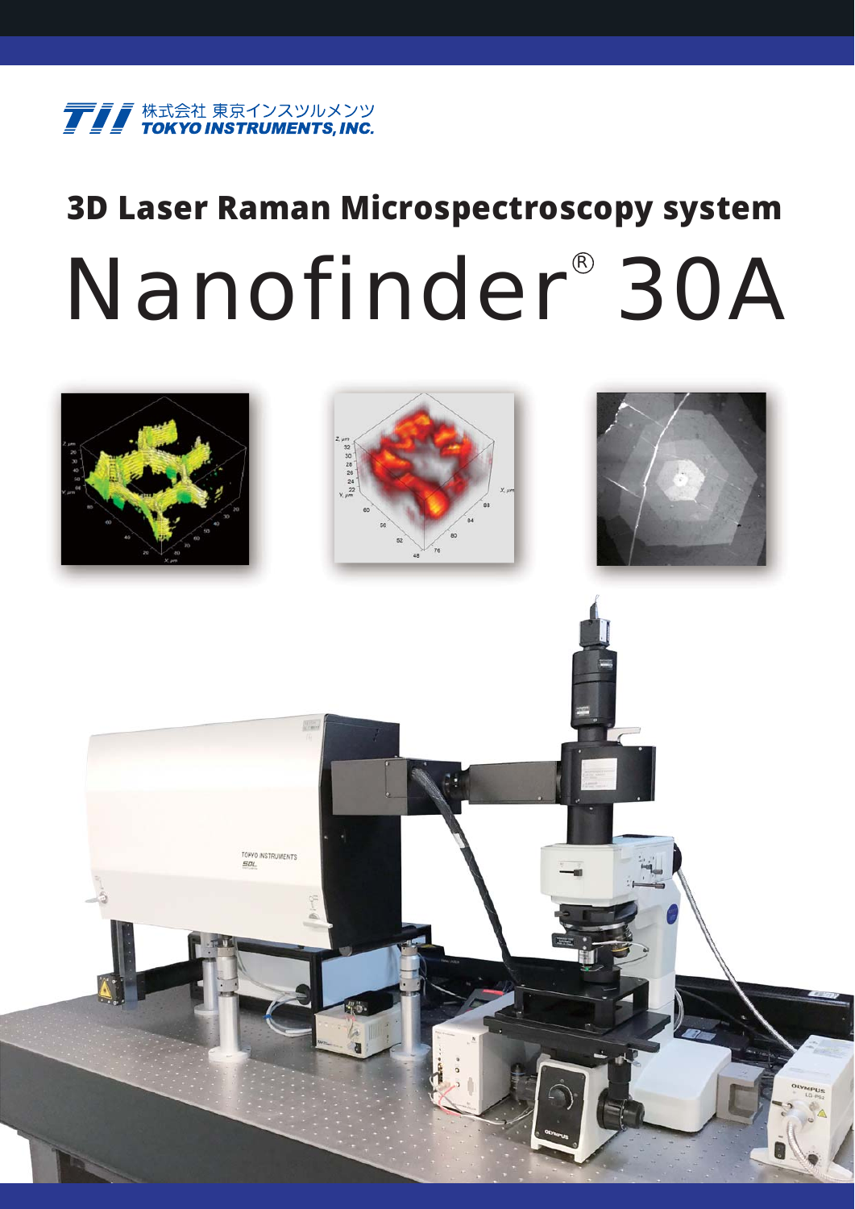株式会社 東京インスツルメンツ
TOKYO INSTRUMENTS, INC.

# 3D Laser Raman Microspectroscopy system

# Nanofinder® 30A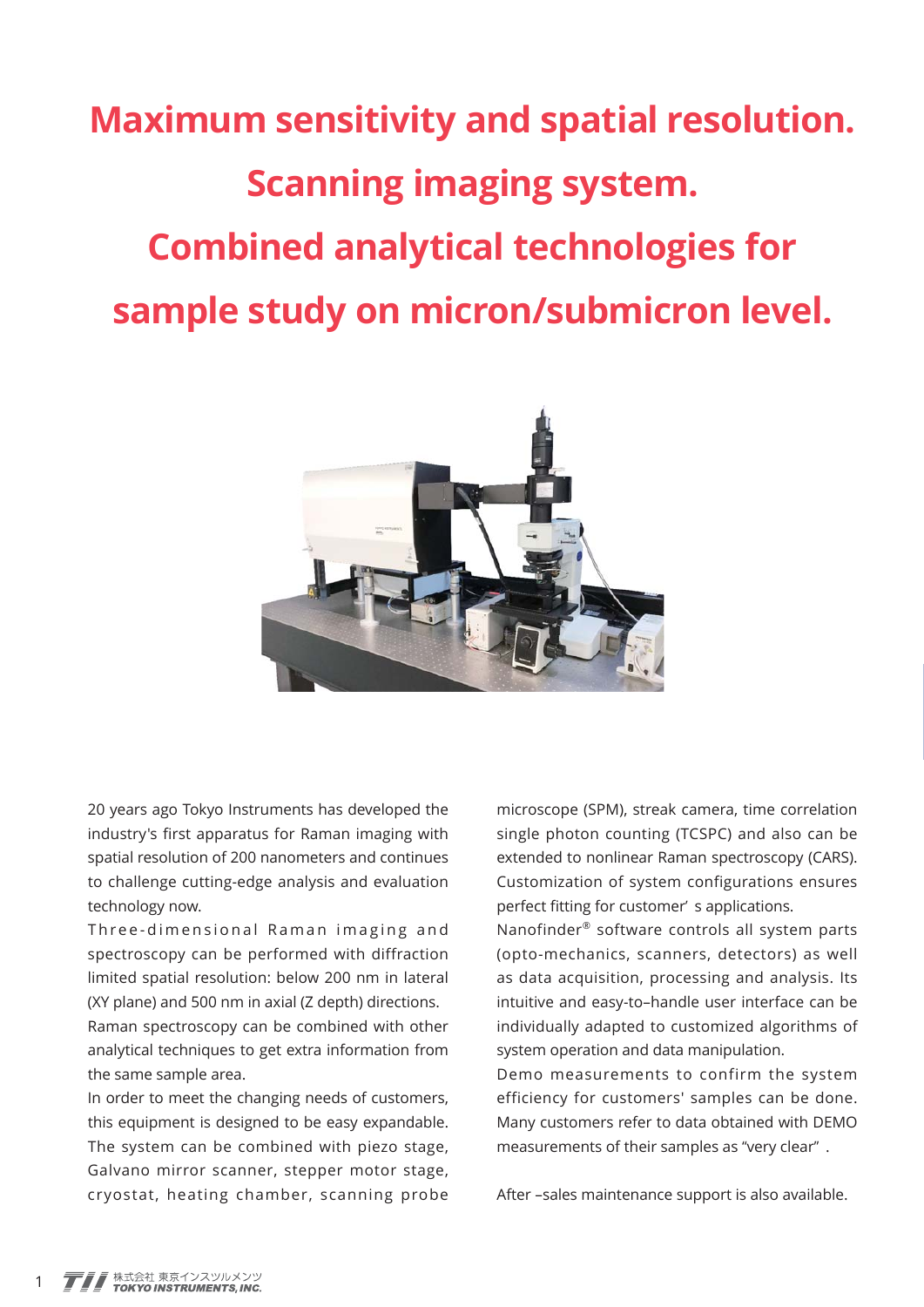# Maximum sensitivity and spatial resolution. Scanning imaging system. Combined analytical technologies for sample study on micron/submicron level.

20 years ago Tokyo Instruments has developed the industry's first apparatus for Raman imaging with spatial resolution of 200 nanometers and continues to challenge cutting-edge analysis and evaluation technology now.

Three-dimensional Raman imaging and spectroscopy can be performed with diffraction limited spatial resolution: below 200 nm in lateral (XY plane) and 500 nm in axial (Z depth) directions.

Raman spectroscopy can be combined with other analytical techniques to get extra information from the same sample area.

In order to meet the changing needs of customers, this equipment is designed to be easy expandable. The system can be combined with piezo stage, Galvano mirror scanner, stepper motor stage, cryostat, heating chamber, scanning probe microscope (SPM), streak camera, time correlation single photon counting (TCSPC) and also can be extended to nonlinear Raman spectroscopy (CARS). Customization of system configurations ensures perfect fitting for customer' s applications.

Nanofinder® software controls all system parts (opto-mechanics, scanners, detectors) as well as data acquisition, processing and analysis. Its intuitive and easy-to-handle user interface can be individually adapted to customized algorithms of system operation and data manipulation.

Demo measurements to confirm the system efficiency for customers' samples can be done. Many customers refer to data obtained with DEMO measurements of their samples as "very clear" .

After –sales maintenance support is also available.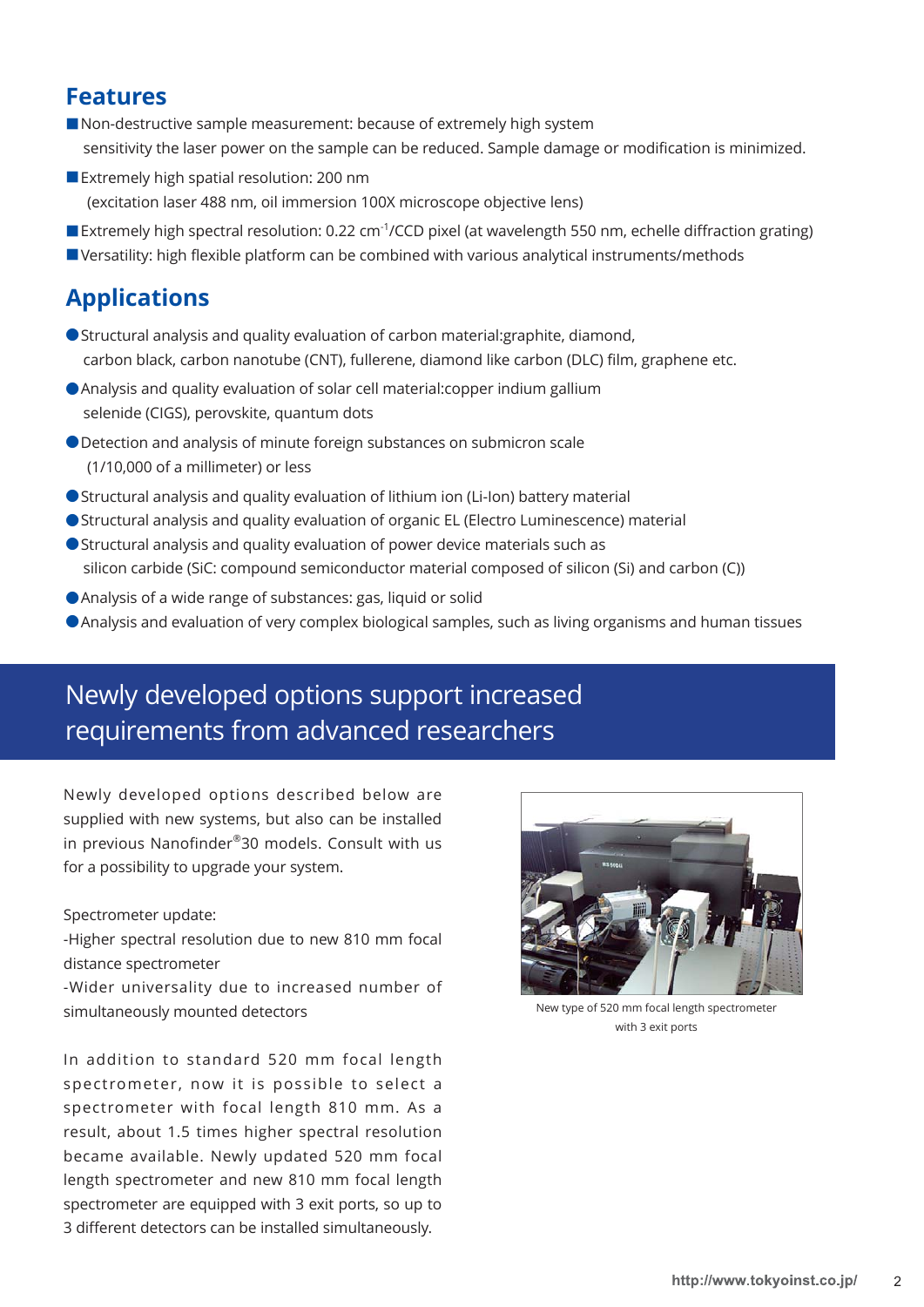## Features

- Non-destructive sample measurement: because of extremely high system sensitivity the laser power on the sample can be reduced. Sample damage or modification is minimized.
- Extremely high spatial resolution: 200 nm (excitation laser 488 nm, oil immersion 100X microscope objective lens)
- Extremely high spectral resolution: 0.22 $cm^{-1}$/CCD pixel (at wavelength 550 nm, echelle diffraction grating)
- Versatility: high flexible platform can be combined with various analytical instruments/methods

## Applications

- Structural analysis and quality evaluation of carbon material:graphite, diamond, carbon black, carbon nanotube (CNT), fullerene, diamond like carbon (DLC) film, graphene etc.
- Analysis and quality evaluation of solar cell material:copper indium gallium selenide (CIGS), perovskite, quantum dots
- Detection and analysis of minute foreign substances on submicron scale (1/10,000 of a millimeter) or less
- Structural analysis and quality evaluation of lithium ion (Li-Ion) battery material
- Structural analysis and quality evaluation of organic EL (Electro Luminescence) material
- Structural analysis and quality evaluation of power device materials such as silicon carbide (SiC: compound semiconductor material composed of silicon (Si) and carbon (C))
- Analysis of a wide range of substances: gas, liquid or solid
- Analysis and evaluation of very complex biological samples, such as living organisms and human tissues

## Newly developed options support increased requirements from advanced researchers

Newly developed options described below are supplied with new systems, but also can be installed in previous Nanofinder®30 models. Consult with us for a possibility to upgrade your system.

Spectrometer update:
-Higher spectral resolution due to new 810 mm focal distance spectrometer
-Wider universality due to increased number of simultaneously mounted detectors

In addition to standard 520 mm focal length spectrometer, now it is possible to select a spectrometer with focal length 810 mm. As a result, about 1.5 times higher spectral resolution became available. Newly updated 520 mm focal length spectrometer and new 810 mm focal length spectrometer are equipped with 3 exit ports, so up to 3 different detectors can be installed simultaneously.

New type of 520 mm focal length spectrometer with 3 exit ports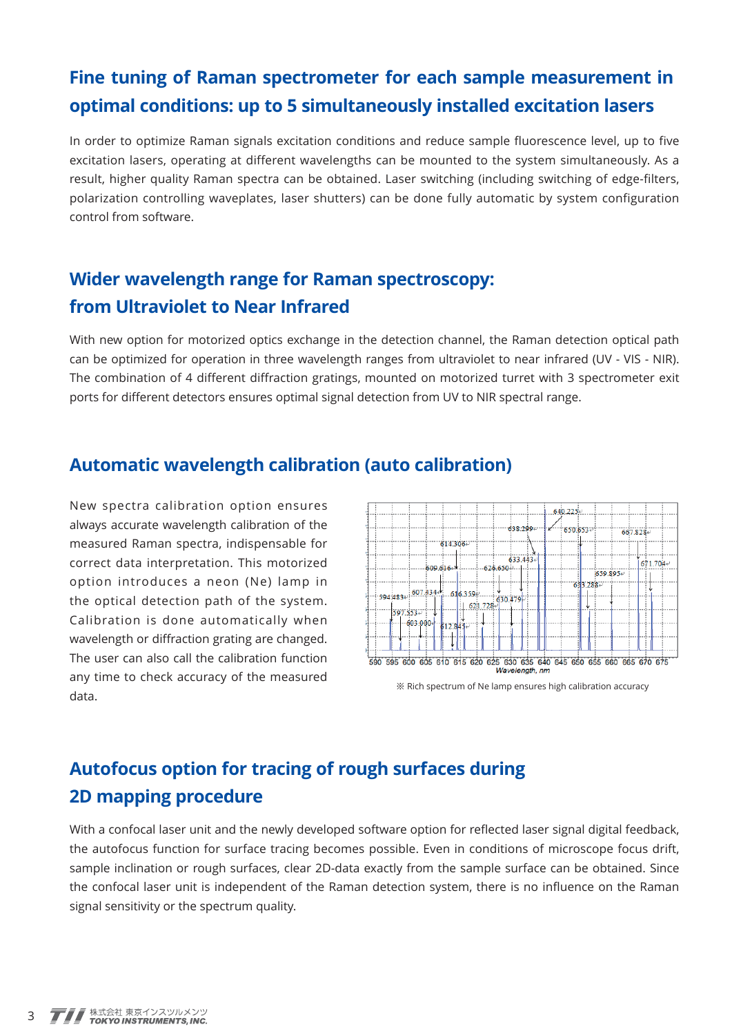## Fine tuning of Raman spectrometer for each sample measurement in optimal conditions: up to 5 simultaneously installed excitation lasers

In order to optimize Raman signals excitation conditions and reduce sample fluorescence level, up to five excitation lasers, operating at different wavelengths can be mounted to the system simultaneously. As a result, higher quality Raman spectra can be obtained. Laser switching (including switching of edge-filters, polarization controlling waveplates, laser shutters) can be done fully automatic by system configuration control from software.

## Wider wavelength range for Raman spectroscopy: from Ultraviolet to Near Infrared

With new option for motorized optics exchange in the detection channel, the Raman detection optical path can be optimized for operation in three wavelength ranges from ultraviolet to near infrared (UV - VIS - NIR). The combination of 4 different diffraction gratings, mounted on motorized turret with 3 spectrometer exit ports for different detectors ensures optimal signal detection from UV to NIR spectral range.

## Automatic wavelength calibration (auto calibration)

New spectra calibration option ensures always accurate wavelength calibration of the measured Raman spectra, indispensable for correct data interpretation. This motorized option introduces a neon (Ne) lamp in the optical detection path of the system. Calibration is done automatically when wavelength or diffraction grating are changed. The user can also call the calibration function any time to check accuracy of the measured data.

※ Rich spectrum of Ne lamp ensures high calibration accuracy

## Autofocus option for tracing of rough surfaces during 2D mapping procedure

With a confocal laser unit and the newly developed software option for reflected laser signal digital feedback, the autofocus function for surface tracing becomes possible. Even in conditions of microscope focus drift, sample inclination or rough surfaces, clear 2D-data exactly from the sample surface can be obtained. Since the confocal laser unit is independent of the Raman detection system, there is no influence on the Raman signal sensitivity or the spectrum quality.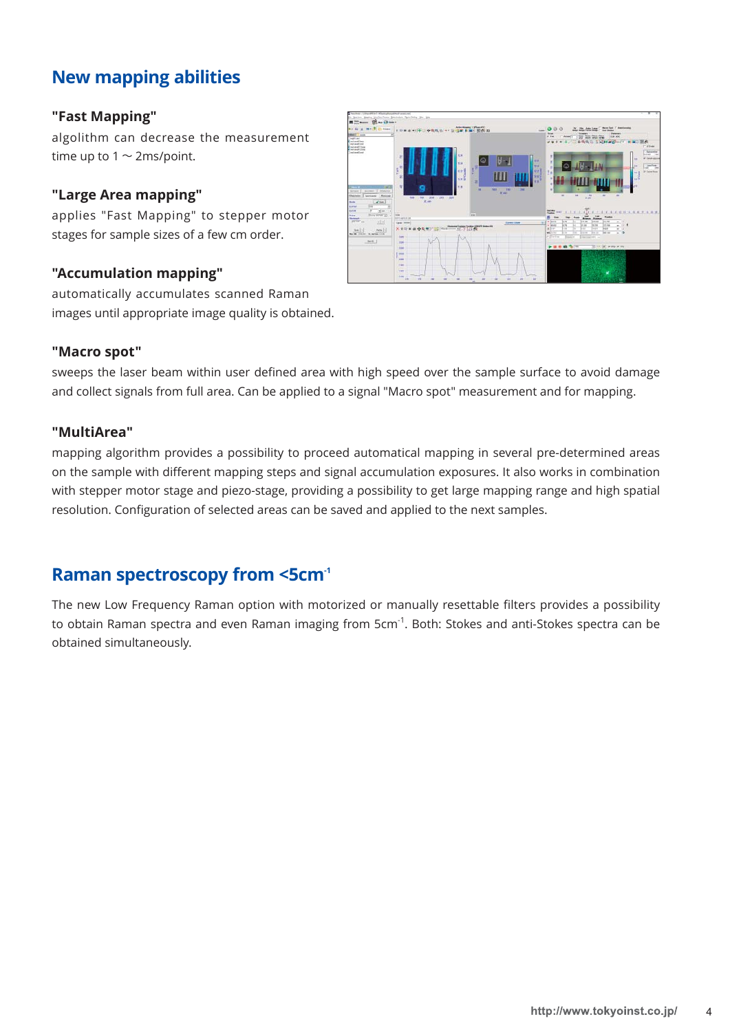## New mapping abilities

### "Fast Mapping"

algolithm can decrease the measurement time up to 1 ～ 2ms/point.

### "Large Area mapping"

applies "Fast Mapping" to stepper motor stages for sample sizes of a few cm order.

### "Accumulation mapping"

automatically accumulates scanned Raman images until appropriate image quality is obtained.

### "Macro spot"

sweeps the laser beam within user defined area with high speed over the sample surface to avoid damage and collect signals from full area. Can be applied to a signal "Macro spot" measurement and for mapping.

### "MultiArea"

mapping algorithm provides a possibility to proceed automatical mapping in several pre-determined areas on the sample with different mapping steps and signal accumulation exposures. It also works in combination with stepper motor stage and piezo-stage, providing a possibility to get large mapping range and high spatial resolution. Configuration of selected areas can be saved and applied to the next samples.

## Raman spectroscopy from <5cm$^{-1}$

The new Low Frequency Raman option with motorized or manually resettable filters provides a possibility to obtain Raman spectra and even Raman imaging from 5cm$^{-1}$. Both: Stokes and anti-Stokes spectra can be obtained simultaneously.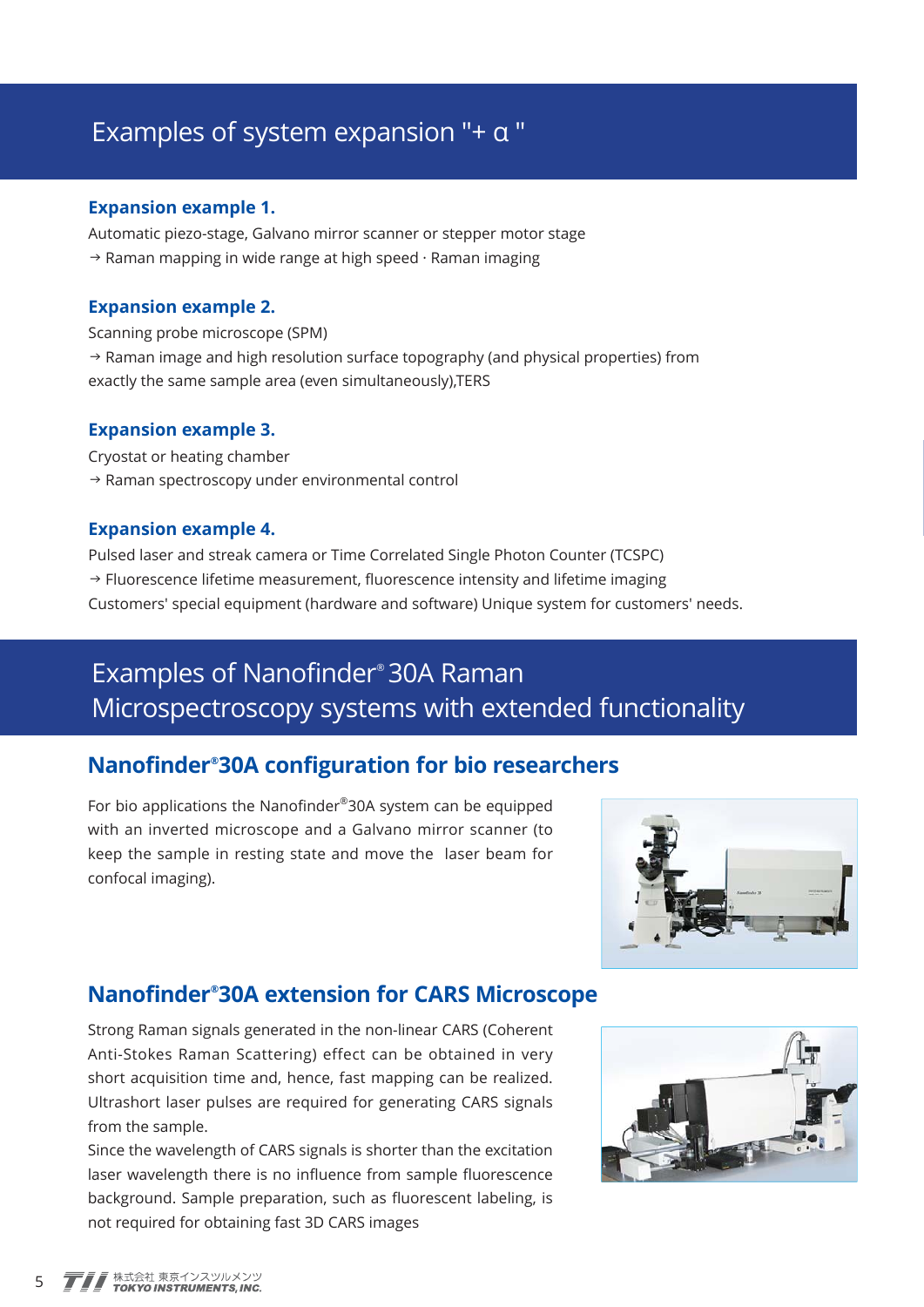# Examples of system expansion "+ α "

### Expansion example 1.

Automatic piezo-stage, Galvano mirror scanner or stepper motor stage
→ Raman mapping in wide range at high speed · Raman imaging

### Expansion example 2.

Scanning probe microscope (SPM)
→ Raman image and high resolution surface topography (and physical properties) from exactly the same sample area (even simultaneously),TERS

### Expansion example 3.

Cryostat or heating chamber
→ Raman spectroscopy under environmental control

### Expansion example 4.

Pulsed laser and streak camera or Time Correlated Single Photon Counter (TCSPC)
→ Fluorescence lifetime measurement, fluorescence intensity and lifetime imaging
Customers' special equipment (hardware and software) Unique system for customers' needs.

# Examples of Nanofinder® 30A Raman Microspectroscopy systems with extended functionality

## Nanofinder®30A configuration for bio researchers

For bio applications the Nanofinder®30A system can be equipped with an inverted microscope and a Galvano mirror scanner (to keep the sample in resting state and move the laser beam for confocal imaging).

## Nanofinder®30A extension for CARS Microscope

Strong Raman signals generated in the non-linear CARS (Coherent Anti-Stokes Raman Scattering) effect can be obtained in very short acquisition time and, hence, fast mapping can be realized. Ultrashort laser pulses are required for generating CARS signals from the sample.
Since the wavelength of CARS signals is shorter than the excitation laser wavelength there is no influence from sample fluorescence background. Sample preparation, such as fluorescent labeling, is not required for obtaining fast 3D CARS images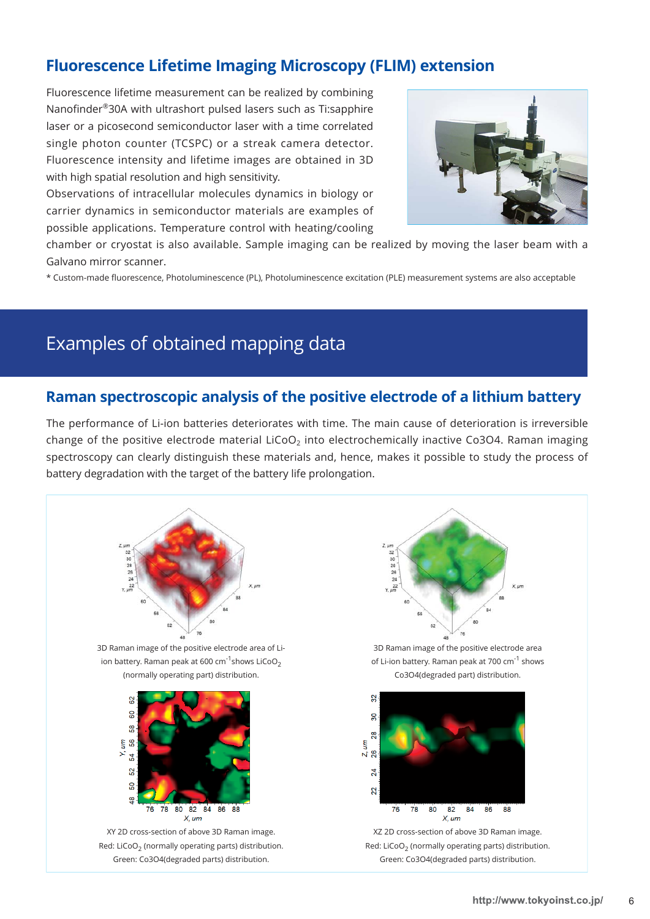## Fluorescence Lifetime Imaging Microscopy (FLIM) extension

Fluorescence lifetime measurement can be realized by combining Nanofinder®30A with ultrashort pulsed lasers such as Ti:sapphire laser or a picosecond semiconductor laser with a time correlated single photon counter (TCSPC) or a streak camera detector. Fluorescence intensity and lifetime images are obtained in 3D with high spatial resolution and high sensitivity.

Observations of intracellular molecules dynamics in biology or carrier dynamics in semiconductor materials are examples of possible applications. Temperature control with heating/cooling chamber or cryostat is also available. Sample imaging can be realized by moving the laser beam with a Galvano mirror scanner.

* Custom-made fluorescence, Photoluminescence (PL), Photoluminescence excitation (PLE) measurement systems are also acceptable

# Examples of obtained mapping data

## Raman spectroscopic analysis of the positive electrode of a lithium battery

The performance of Li-ion batteries deteriorates with time. The main cause of deterioration is irreversible change of the positive electrode material $LiCoO_2$ into electrochemically inactive Co3O4. Raman imaging spectroscopy can clearly distinguish these materials and, hence, makes it possible to study the process of battery degradation with the target of the battery life prolongation.

3D Raman image of the positive electrode area of Li-ion battery. Raman peak at 600 $cm^{-1}$ shows $LiCoO_2$ (normally operating part) distribution.

3D Raman image of the positive electrode area of Li-ion battery. Raman peak at 700 $cm^{-1}$ shows Co3O4(degraded part) distribution.

XY 2D cross-section of above 3D Raman image. Red: $LiCoO_2$ (normally operating parts) distribution. Green: Co3O4(degraded parts) distribution.

XZ 2D cross-section of above 3D Raman image. Red: $LiCoO_2$ (normally operating parts) distribution. Green: Co3O4(degraded parts) distribution.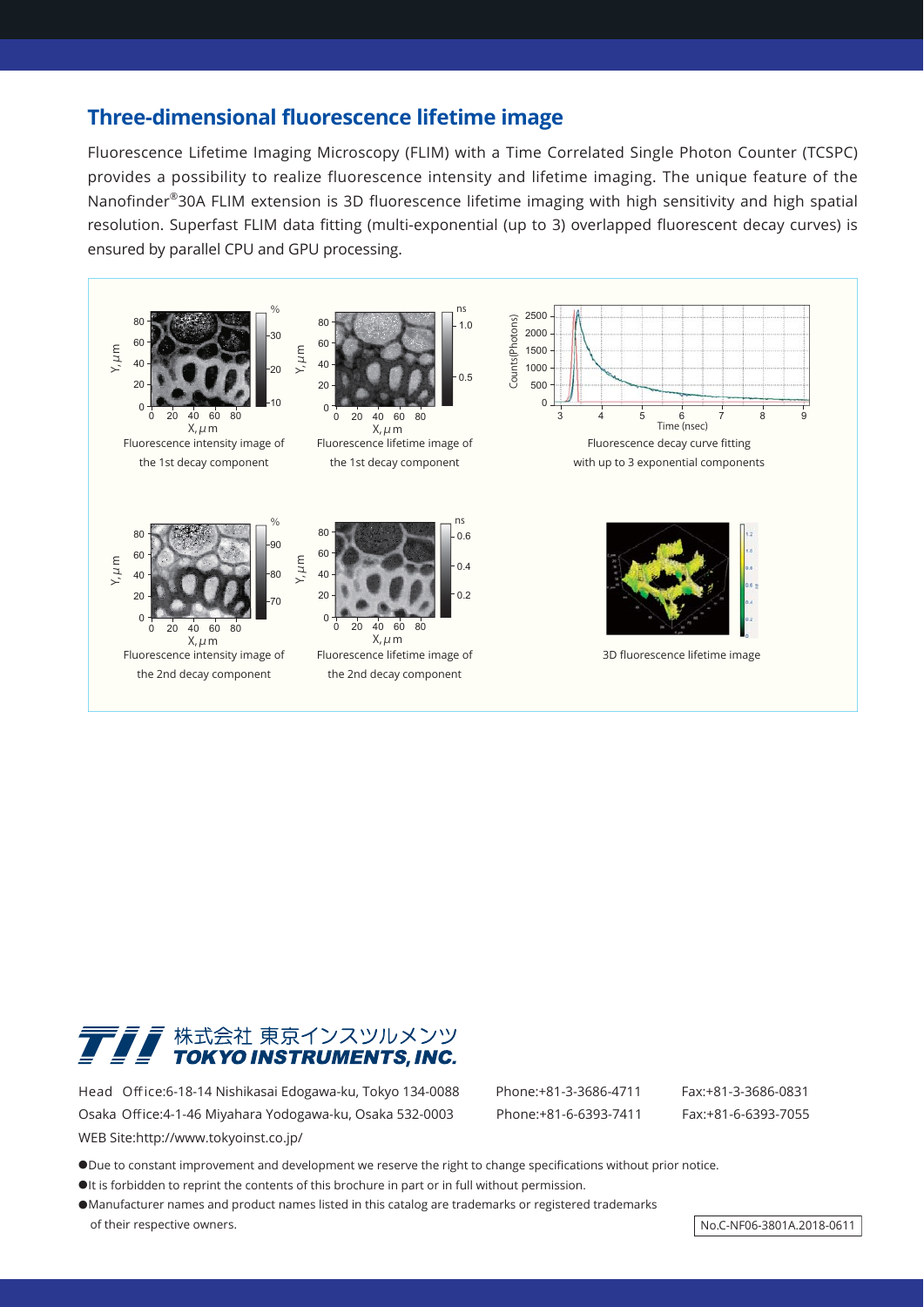## Three-dimensional fluorescence lifetime image

Fluorescence Lifetime Imaging Microscopy (FLIM) with a Time Correlated Single Photon Counter (TCSPC) provides a possibility to realize fluorescence intensity and lifetime imaging. The unique feature of the Nanofinder®30A FLIM extension is 3D fluorescence lifetime imaging with high sensitivity and high spatial resolution. Superfast FLIM data fitting (multi-exponential (up to 3) overlapped fluorescent decay curves) is ensured by parallel CPU and GPU processing.

Y, μm
0 20 40 60 80
X, μm
%
30
20
10

Fluorescence intensity image of the 1st decay component

Y, μm
0 20 40 60 80
X, μm
ns
1.0
0.5

Fluorescence lifetime image of the 1st decay component

Counts(Photons)
2500
2000
1500
1000
500
0
3 4 5 6 7 8 9
Time (nsec)

Fluorescence decay curve fitting with up to 3 exponential components

Y, μm
0 20 40 60 80
X, μm
%
90
80
70

Fluorescence intensity image of the 2nd decay component

Y, μm
0 20 40 60 80
X, μm
ns
0.6
0.4
0.2

Fluorescence lifetime image of the 2nd decay component

3D fluorescence lifetime image

株式会社 東京インスツルメンツ
TOKYO INSTRUMENTS, INC.

Head Office:6-18-14 Nishikasai Edogawa-ku, Tokyo 134-0088 Phone:+81-3-3686-4711 Fax:+81-3-3686-0831

Osaka Office:4-1-46 Miyahara Yodogawa-ku, Osaka 532-0003 Phone:+81-6-6393-7411 Fax:+81-6-6393-7055

WEB Site:http://www.tokyoinst.co.jp/

- Due to constant improvement and development we reserve the right to change specifications without prior notice.
- It is forbidden to reprint the contents of this brochure in part or in full without permission.
- Manufacturer names and product names listed in this catalog are trademarks or registered trademarks of their respective owners.

No.C-NF06-3801A.2018-0611